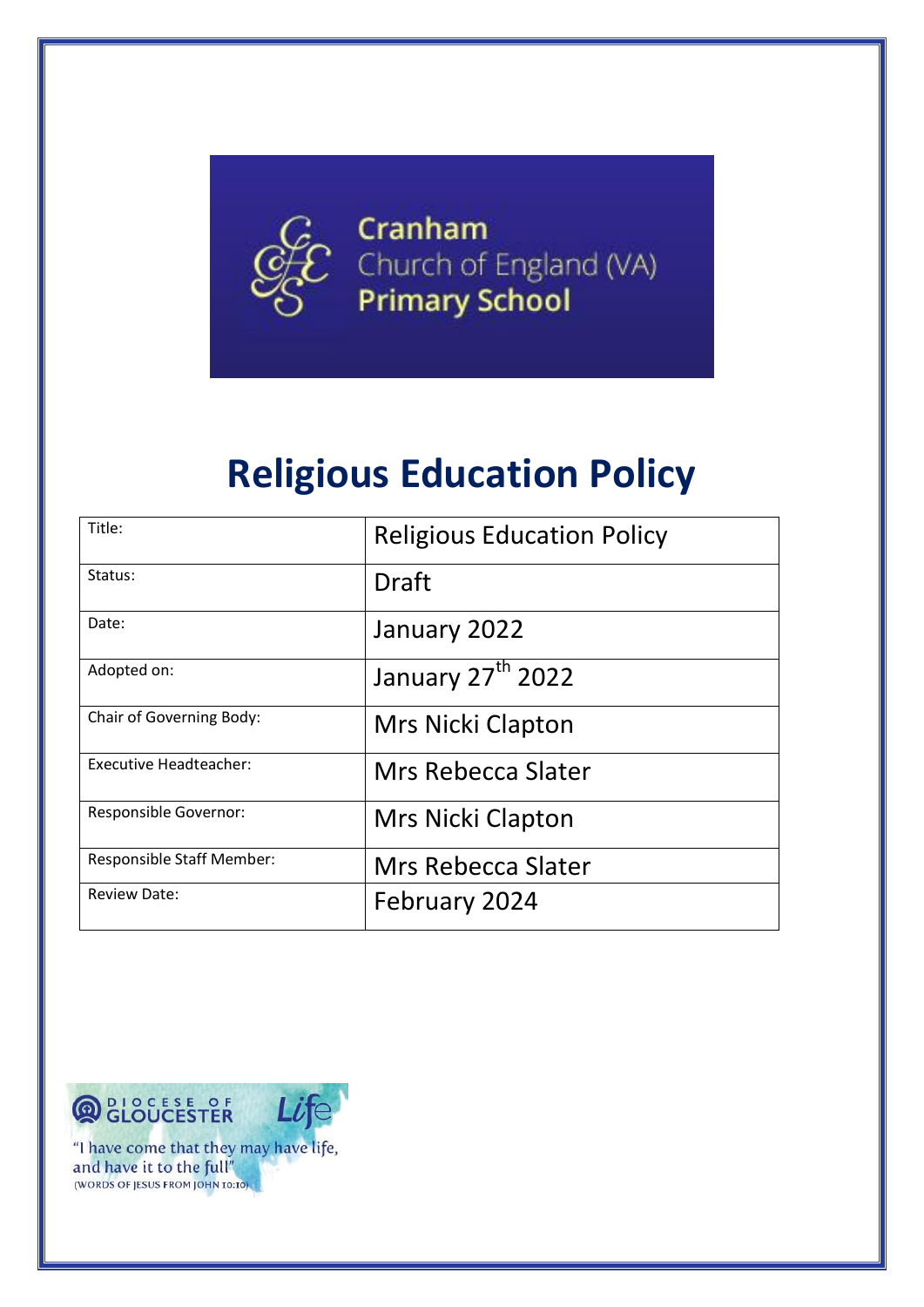Cranham Church of England (VA) Primary School

# Religious Education Policy

| Title: | Religious Education Policy |
|---|---|
| Status: | Draft |
| Date: | January 2022 |
| Adopted on: | January 27th 2022 |
| Chair of Governing Body: | Mrs Nicki Clapton |
| Executive Headteacher: | Mrs Rebecca Slater |
| Responsible Governor: | Mrs Nicki Clapton |
| Responsible Staff Member: | Mrs Rebecca Slater |
| Review Date: | February 2024 |

DIOCESE OF GLOUCESTER Life

"I have come that they may have life, and have it to the full"
(WORDS OF JESUS FROM JOHN 10:10)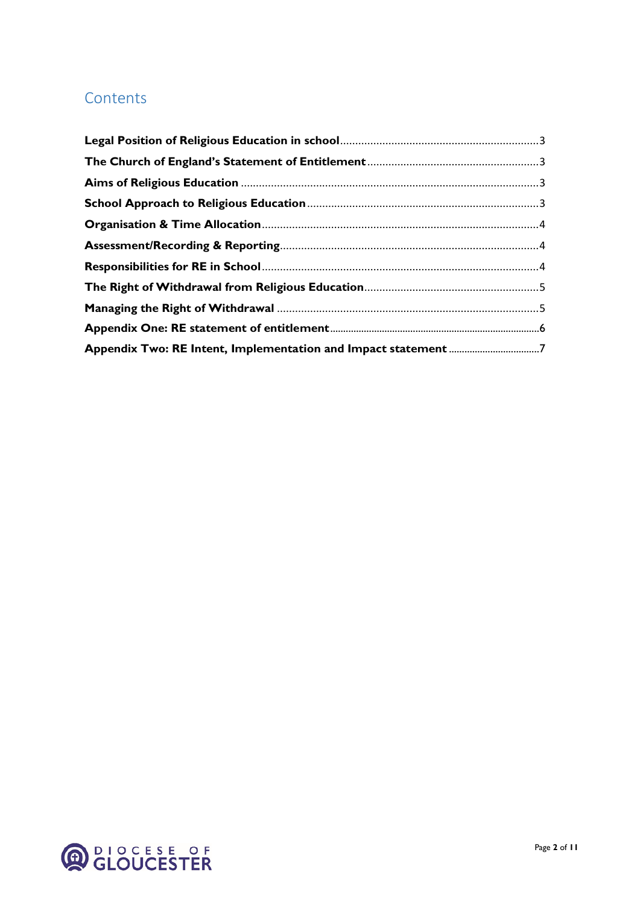# Contents

**Legal Position of Religious Education in school** .......... 3

**The Church of England's Statement of Entitlement** .......... 3

**Aims of Religious Education** .......... 3

**School Approach to Religious Education** .......... 3

**Organisation & Time Allocation** .......... 4

**Assessment/Recording & Reporting** .......... 4

**Responsibilities for RE in School** .......... 4

**The Right of Withdrawal from Religious Education** .......... 5

**Managing the Right of Withdrawal** .......... 5

**Appendix One: RE statement of entitlement** .......... 6

**Appendix Two: RE Intent, Implementation and Impact statement** .......... 7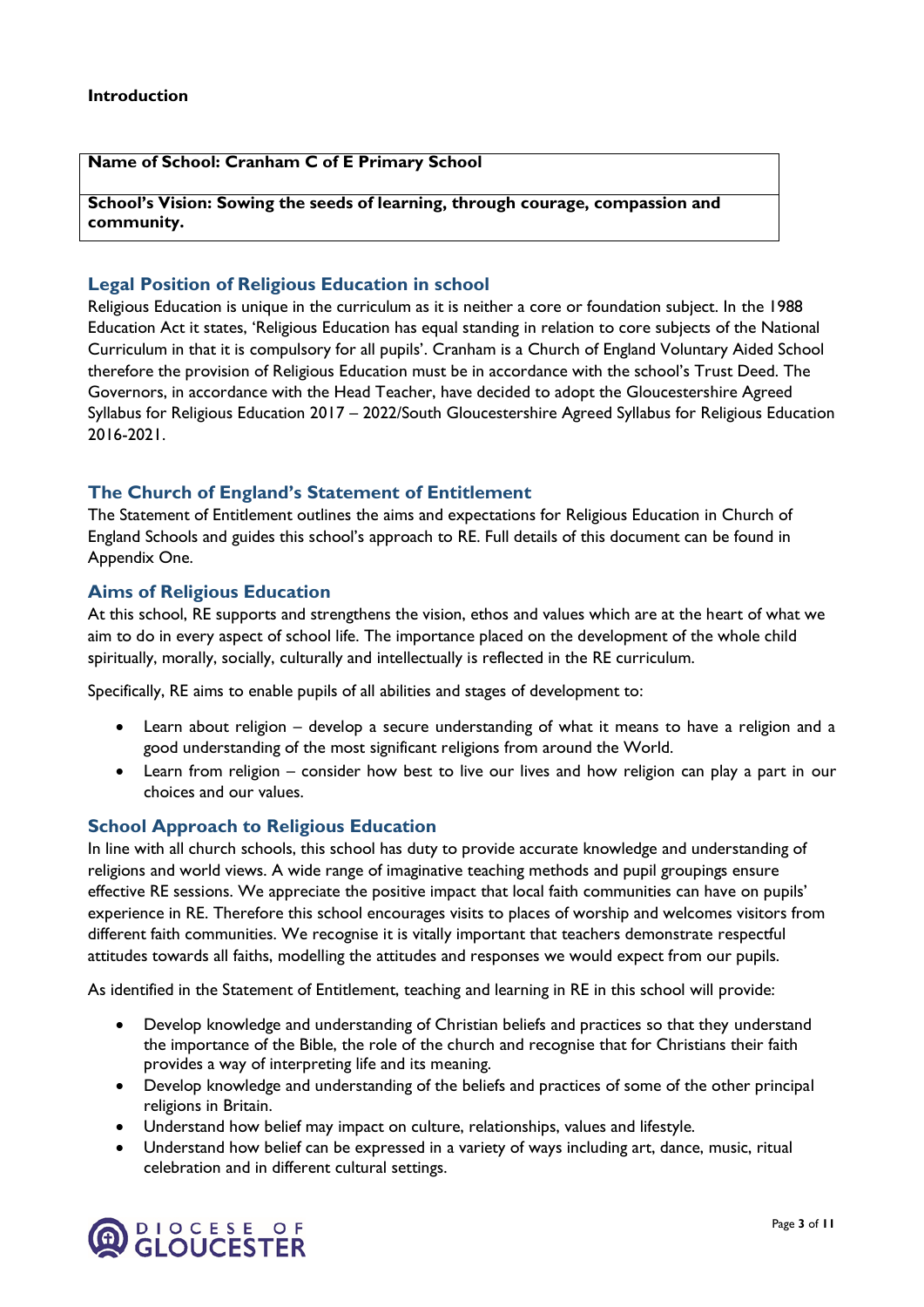**Introduction**

| Name of School: Cranham C of E Primary School |
|---|
| School's Vision: Sowing the seeds of learning, through courage, compassion and community. |

## Legal Position of Religious Education in school

Religious Education is unique in the curriculum as it is neither a core or foundation subject. In the 1988 Education Act it states, 'Religious Education has equal standing in relation to core subjects of the National Curriculum in that it is compulsory for all pupils'. Cranham is a Church of England Voluntary Aided School therefore the provision of Religious Education must be in accordance with the school's Trust Deed. The Governors, in accordance with the Head Teacher, have decided to adopt the Gloucestershire Agreed Syllabus for Religious Education 2017 – 2022/South Gloucestershire Agreed Syllabus for Religious Education 2016-2021.

## The Church of England's Statement of Entitlement

The Statement of Entitlement outlines the aims and expectations for Religious Education in Church of England Schools and guides this school's approach to RE. Full details of this document can be found in Appendix One.

## Aims of Religious Education

At this school, RE supports and strengthens the vision, ethos and values which are at the heart of what we aim to do in every aspect of school life. The importance placed on the development of the whole child spiritually, morally, socially, culturally and intellectually is reflected in the RE curriculum.

Specifically, RE aims to enable pupils of all abilities and stages of development to:

- Learn about religion – develop a secure understanding of what it means to have a religion and a good understanding of the most significant religions from around the World.
- Learn from religion – consider how best to live our lives and how religion can play a part in our choices and our values.

## School Approach to Religious Education

In line with all church schools, this school has duty to provide accurate knowledge and understanding of religions and world views. A wide range of imaginative teaching methods and pupil groupings ensure effective RE sessions. We appreciate the positive impact that local faith communities can have on pupils' experience in RE. Therefore this school encourages visits to places of worship and welcomes visitors from different faith communities. We recognise it is vitally important that teachers demonstrate respectful attitudes towards all faiths, modelling the attitudes and responses we would expect from our pupils.

As identified in the Statement of Entitlement, teaching and learning in RE in this school will provide:

- Develop knowledge and understanding of Christian beliefs and practices so that they understand the importance of the Bible, the role of the church and recognise that for Christians their faith provides a way of interpreting life and its meaning.
- Develop knowledge and understanding of the beliefs and practices of some of the other principal religions in Britain.
- Understand how belief may impact on culture, relationships, values and lifestyle.
- Understand how belief can be expressed in a variety of ways including art, dance, music, ritual celebration and in different cultural settings.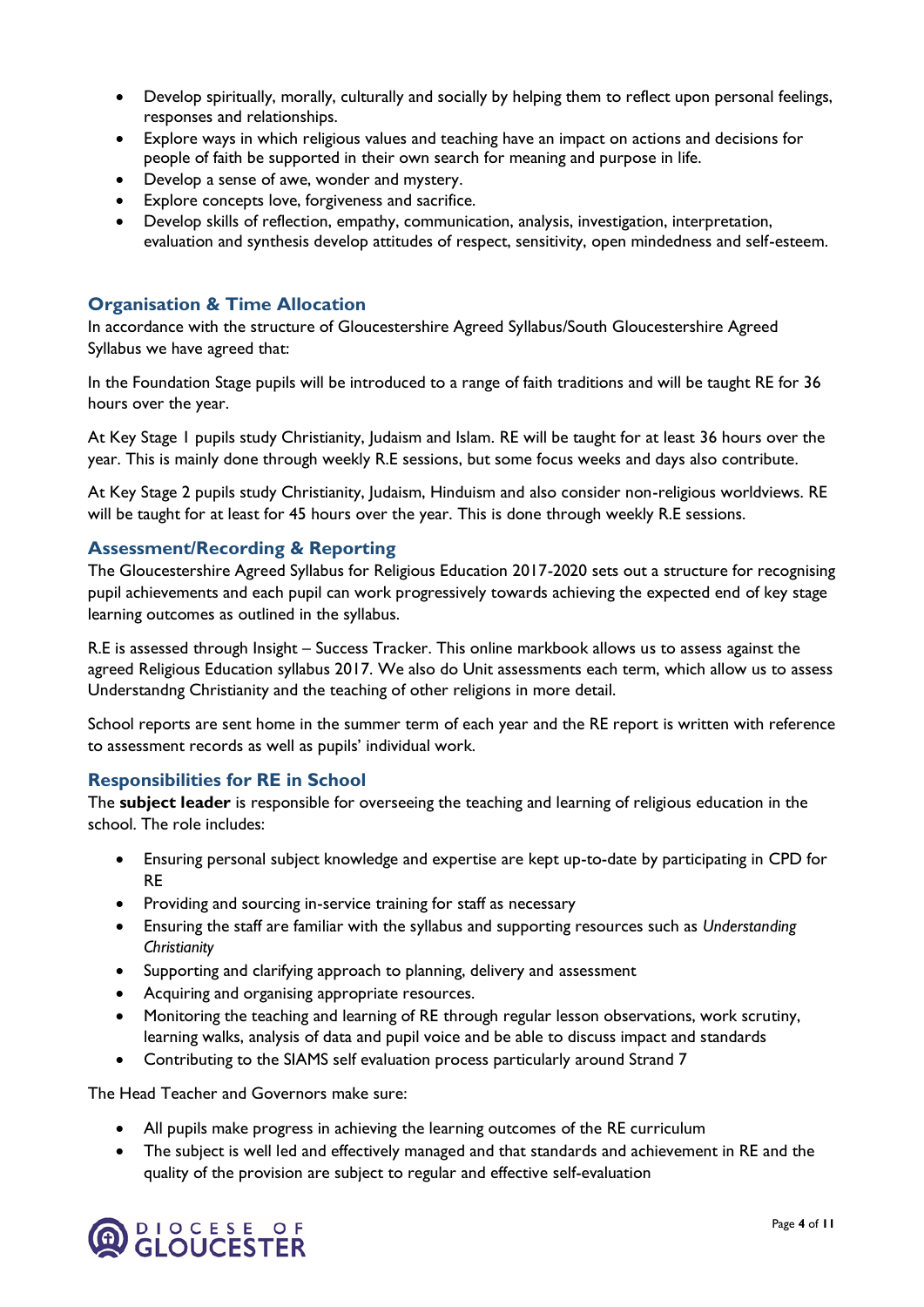- Develop spiritually, morally, culturally and socially by helping them to reflect upon personal feelings, responses and relationships.
- Explore ways in which religious values and teaching have an impact on actions and decisions for people of faith be supported in their own search for meaning and purpose in life.
- Develop a sense of awe, wonder and mystery.
- Explore concepts love, forgiveness and sacrifice.
- Develop skills of reflection, empathy, communication, analysis, investigation, interpretation, evaluation and synthesis develop attitudes of respect, sensitivity, open mindedness and self-esteem.

## Organisation & Time Allocation

In accordance with the structure of Gloucestershire Agreed Syllabus/South Gloucestershire Agreed Syllabus we have agreed that:

In the Foundation Stage pupils will be introduced to a range of faith traditions and will be taught RE for 36 hours over the year.

At Key Stage 1 pupils study Christianity, Judaism and Islam. RE will be taught for at least 36 hours over the year. This is mainly done through weekly R.E sessions, but some focus weeks and days also contribute.

At Key Stage 2 pupils study Christianity, Judaism, Hinduism and also consider non-religious worldviews. RE will be taught for at least for 45 hours over the year. This is done through weekly R.E sessions.

## Assessment/Recording & Reporting

The Gloucestershire Agreed Syllabus for Religious Education 2017-2020 sets out a structure for recognising pupil achievements and each pupil can work progressively towards achieving the expected end of key stage learning outcomes as outlined in the syllabus.

R.E is assessed through Insight – Success Tracker. This online markbook allows us to assess against the agreed Religious Education syllabus 2017. We also do Unit assessments each term, which allow us to assess Understandng Christianity and the teaching of other religions in more detail.

School reports are sent home in the summer term of each year and the RE report is written with reference to assessment records as well as pupils' individual work.

## Responsibilities for RE in School

The **subject leader** is responsible for overseeing the teaching and learning of religious education in the school. The role includes:

- Ensuring personal subject knowledge and expertise are kept up-to-date by participating in CPD for RE
- Providing and sourcing in-service training for staff as necessary
- Ensuring the staff are familiar with the syllabus and supporting resources such as *Understanding Christianity*
- Supporting and clarifying approach to planning, delivery and assessment
- Acquiring and organising appropriate resources.
- Monitoring the teaching and learning of RE through regular lesson observations, work scrutiny, learning walks, analysis of data and pupil voice and be able to discuss impact and standards
- Contributing to the SIAMS self evaluation process particularly around Strand 7

The Head Teacher and Governors make sure:

- All pupils make progress in achieving the learning outcomes of the RE curriculum
- The subject is well led and effectively managed and that standards and achievement in RE and the quality of the provision are subject to regular and effective self-evaluation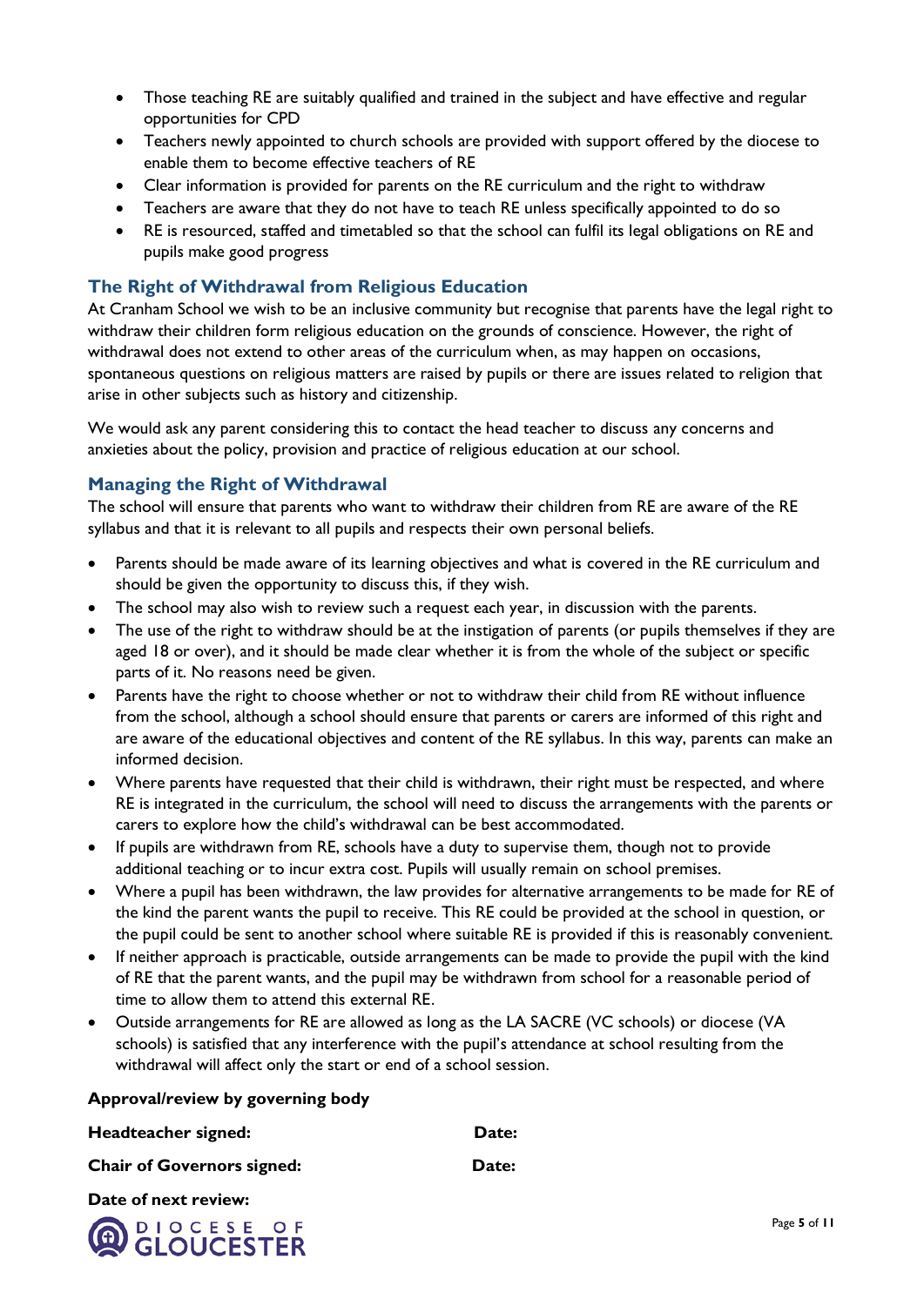- Those teaching RE are suitably qualified and trained in the subject and have effective and regular opportunities for CPD
- Teachers newly appointed to church schools are provided with support offered by the diocese to enable them to become effective teachers of RE
- Clear information is provided for parents on the RE curriculum and the right to withdraw
- Teachers are aware that they do not have to teach RE unless specifically appointed to do so
- RE is resourced, staffed and timetabled so that the school can fulfil its legal obligations on RE and pupils make good progress

## The Right of Withdrawal from Religious Education

At Cranham School we wish to be an inclusive community but recognise that parents have the legal right to withdraw their children form religious education on the grounds of conscience. However, the right of withdrawal does not extend to other areas of the curriculum when, as may happen on occasions, spontaneous questions on religious matters are raised by pupils or there are issues related to religion that arise in other subjects such as history and citizenship.

We would ask any parent considering this to contact the head teacher to discuss any concerns and anxieties about the policy, provision and practice of religious education at our school.

## Managing the Right of Withdrawal

The school will ensure that parents who want to withdraw their children from RE are aware of the RE syllabus and that it is relevant to all pupils and respects their own personal beliefs.

- Parents should be made aware of its learning objectives and what is covered in the RE curriculum and should be given the opportunity to discuss this, if they wish.
- The school may also wish to review such a request each year, in discussion with the parents.
- The use of the right to withdraw should be at the instigation of parents (or pupils themselves if they are aged 18 or over), and it should be made clear whether it is from the whole of the subject or specific parts of it. No reasons need be given.
- Parents have the right to choose whether or not to withdraw their child from RE without influence from the school, although a school should ensure that parents or carers are informed of this right and are aware of the educational objectives and content of the RE syllabus. In this way, parents can make an informed decision.
- Where parents have requested that their child is withdrawn, their right must be respected, and where RE is integrated in the curriculum, the school will need to discuss the arrangements with the parents or carers to explore how the child's withdrawal can be best accommodated.
- If pupils are withdrawn from RE, schools have a duty to supervise them, though not to provide additional teaching or to incur extra cost. Pupils will usually remain on school premises.
- Where a pupil has been withdrawn, the law provides for alternative arrangements to be made for RE of the kind the parent wants the pupil to receive. This RE could be provided at the school in question, or the pupil could be sent to another school where suitable RE is provided if this is reasonably convenient.
- If neither approach is practicable, outside arrangements can be made to provide the pupil with the kind of RE that the parent wants, and the pupil may be withdrawn from school for a reasonable period of time to allow them to attend this external RE.
- Outside arrangements for RE are allowed as long as the LA SACRE (VC schools) or diocese (VA schools) is satisfied that any interference with the pupil's attendance at school resulting from the withdrawal will affect only the start or end of a school session.

**Approval/review by governing body**

**Headteacher signed:** **Date:**

**Chair of Governors signed:** **Date:**

**Date of next review:**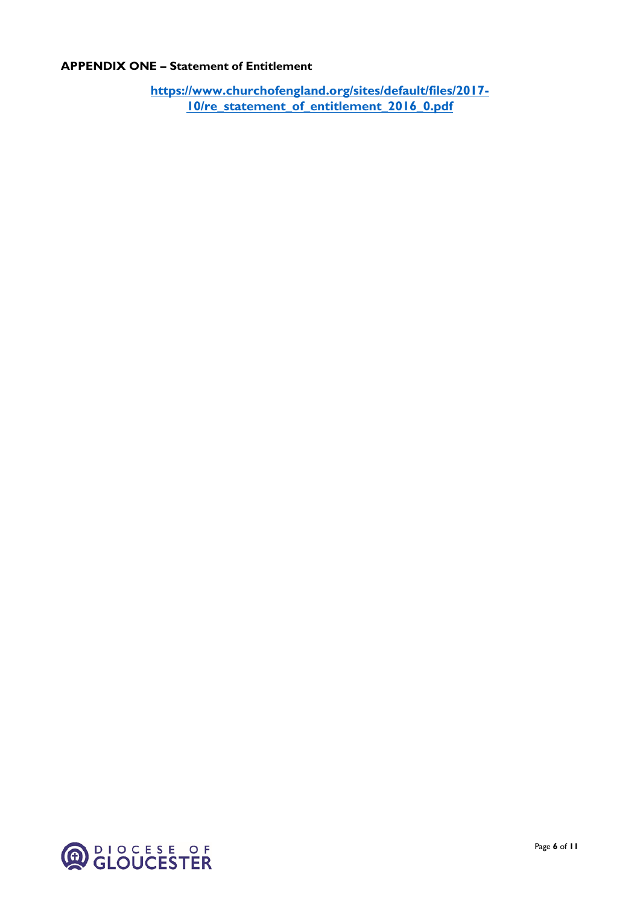**APPENDIX ONE – Statement of Entitlement**

**https://www.churchofengland.org/sites/default/files/2017-10/re_statement_of_entitlement_2016_0.pdf**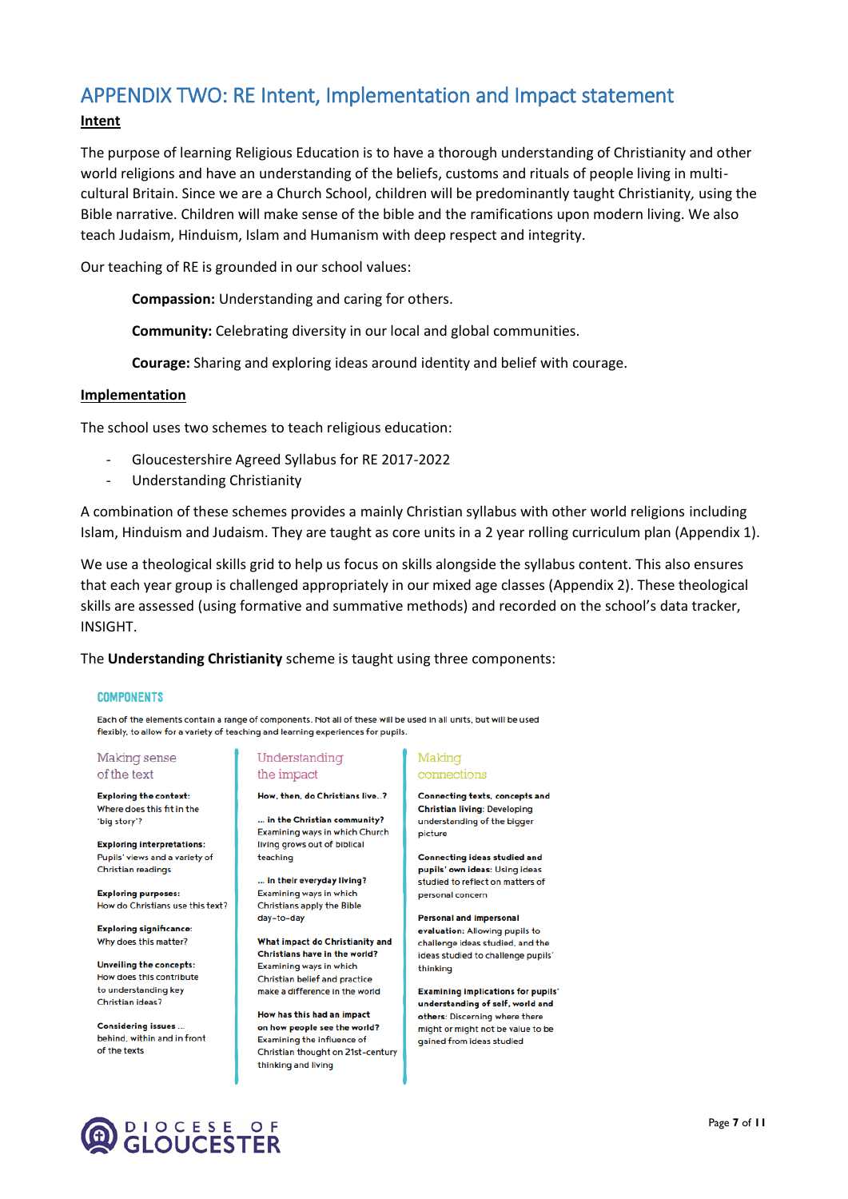## APPENDIX TWO: RE Intent, Implementation and Impact statement

**Intent**

The purpose of learning Religious Education is to have a thorough understanding of Christianity and other world religions and have an understanding of the beliefs, customs and rituals of people living in multi-cultural Britain. Since we are a Church School, children will be predominantly taught Christianity, using the Bible narrative. Children will make sense of the bible and the ramifications upon modern living. We also teach Judaism, Hinduism, Islam and Humanism with deep respect and integrity.

Our teaching of RE is grounded in our school values:

**Compassion:** Understanding and caring for others.

**Community:** Celebrating diversity in our local and global communities.

**Courage:** Sharing and exploring ideas around identity and belief with courage.

**Implementation**

The school uses two schemes to teach religious education:

- Gloucestershire Agreed Syllabus for RE 2017-2022
- Understanding Christianity

A combination of these schemes provides a mainly Christian syllabus with other world religions including Islam, Hinduism and Judaism. They are taught as core units in a 2 year rolling curriculum plan (Appendix 1).

We use a theological skills grid to help us focus on skills alongside the syllabus content. This also ensures that each year group is challenged appropriately in our mixed age classes (Appendix 2). These theological skills are assessed (using formative and summative methods) and recorded on the school's data tracker, INSIGHT.

The **Understanding Christianity** scheme is taught using three components:

### COMPONENTS

Each of the elements contain a range of components. Not all of these will be used in all units, but will be used flexibly, to allow for a variety of teaching and learning experiences for pupils.

#### Making sense of the text

**Exploring the context:** Where does this fit in the 'big story'?

**Exploring interpretations:** Pupils' views and a variety of Christian readings

**Exploring purposes:** How do Christians use this text?

**Exploring significance:** Why does this matter?

**Unveiling the concepts:** How does this contribute to understanding key Christian ideas?

**Considering issues ...** behind, within and in front of the texts

#### Understanding the impact

**How, then, do Christians live..?**

**... in the Christian community?** Examining ways in which Church living grows out of biblical teaching

**... in their everyday living?** Examining ways in which Christians apply the Bible day-to-day

**What impact do Christianity and Christians have in the world?** Examining ways in which Christian belief and practice make a difference in the world

**How has this had an impact on how people see the world?** Examining the influence of Christian thought on 21st-century thinking and living

#### Making connections

**Connecting texts, concepts and Christian living:** Developing understanding of the bigger picture

**Connecting ideas studied and pupils' own ideas:** Using ideas studied to reflect on matters of personal concern

**Personal and impersonal evaluation:** Allowing pupils to challenge ideas studied, and the ideas studied to challenge pupils' thinking

**Examining implications for pupils' understanding of self, world and others:** Discerning where there might or might not be value to be gained from ideas studied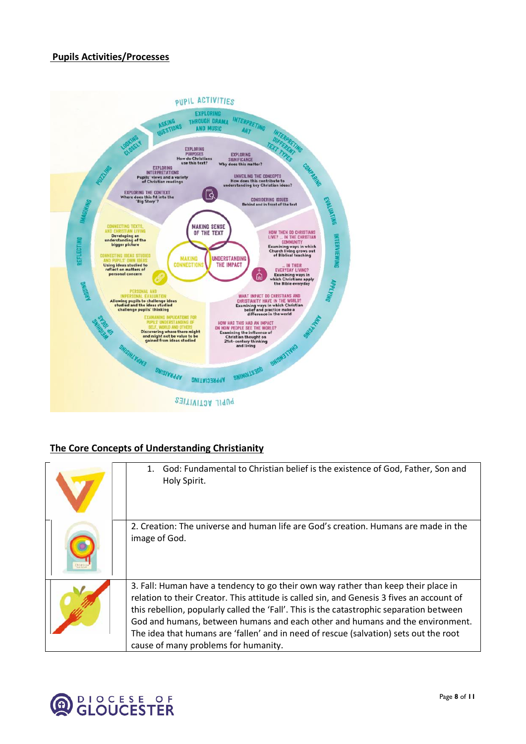## Pupils Activities/Processes

PUPIL ACTIVITIES

EXPLORING THROUGH DRAMA AND MUSIC · INTERPRETING ART · INTERPRETING DIFFERENT TEXT TYPES · COMPARING · EVALUATING · INTERVIEWING · APPLYING · ANALYSING · CHALLENGING · QUESTIONING · APPRECIATING · APPRAISING · EMPATHISING · WEIGHING UP IDEAS · ARGUING · REFLECTING · IMAGINING · PUZZLING · LOOKING CLOSELY · ASKING QUESTIONS

**MAKING SENSE OF THE TEXT**

- EXPLORING PURPOSES: How do Christians use this text?
- EXPLORING SIGNIFICANCE: Why does this matter?
- EXPLORING INTERPRETATIONS: Pupils' views and a variety of Christian readings
- UNVEILING THE CONCEPTS: How does this contribute to understanding key Christian ideas?
- EXPLORING THE CONTEXT: Where does this fit into the 'Big Story'?
- CONSIDERING ISSUES: Behind and in front of the text

**MAKING CONNECTIONS**

- CONNECTING TEXTS, AND CHRISTIAN LIVING: Developing an understanding of the bigger picture
- CONNECTING IDEAS STUDIED AND PUPILS' OWN IDEAS: Using ideas studied to reflect on matters of personal concern
- PERSONAL AND IMPERSONAL EVALUATION: Allowing pupils to challenge ideas studied and the ideas studied challenge pupils' thinking
- EXAMINING IMPLICATIONS FOR PUPILS' UNDERSTANDING OF SELF, WORLD AND OTHERS: Discovering where there might and might not be value to be gained from ideas studied

**UNDERSTANDING THE IMPACT**

- HOW THEN DO CHRISTIANS LIVE? ... IN THE CHRISTIAN COMMUNITY: Examining ways in which Church living grows out of Biblical teaching
- ... IN THEIR EVERYDAY LIVING?: Examining ways in which Christians apply the Bible everyday
- WHAT IMPACT DO CHRISTIANS AND CHRISTIANITY HAVE IN THE WORLD?: Examining ways in which Christian belief and practice make a difference in the world
- HOW HAS THIS HAD AN IMPACT ON HOW PEOPLE SEE THE WORLD?: Examining the influence of Christian thought on 21st-century thinking and living

## The Core Concepts of Understanding Christianity

| | |
|---|---|
| | 1. God: Fundamental to Christian belief is the existence of God, Father, Son and Holy Spirit. |
| | 2. Creation: The universe and human life are God's creation. Humans are made in the image of God. |
| | 3. Fall: Human have a tendency to go their own way rather than keep their place in relation to their Creator. This attitude is called sin, and Genesis 3 fives an account of this rebellion, popularly called the 'Fall'. This is the catastrophic separation between God and humans, between humans and each other and humans and the environment. The idea that humans are 'fallen' and in need of rescue (salvation) sets out the root cause of many problems for humanity. |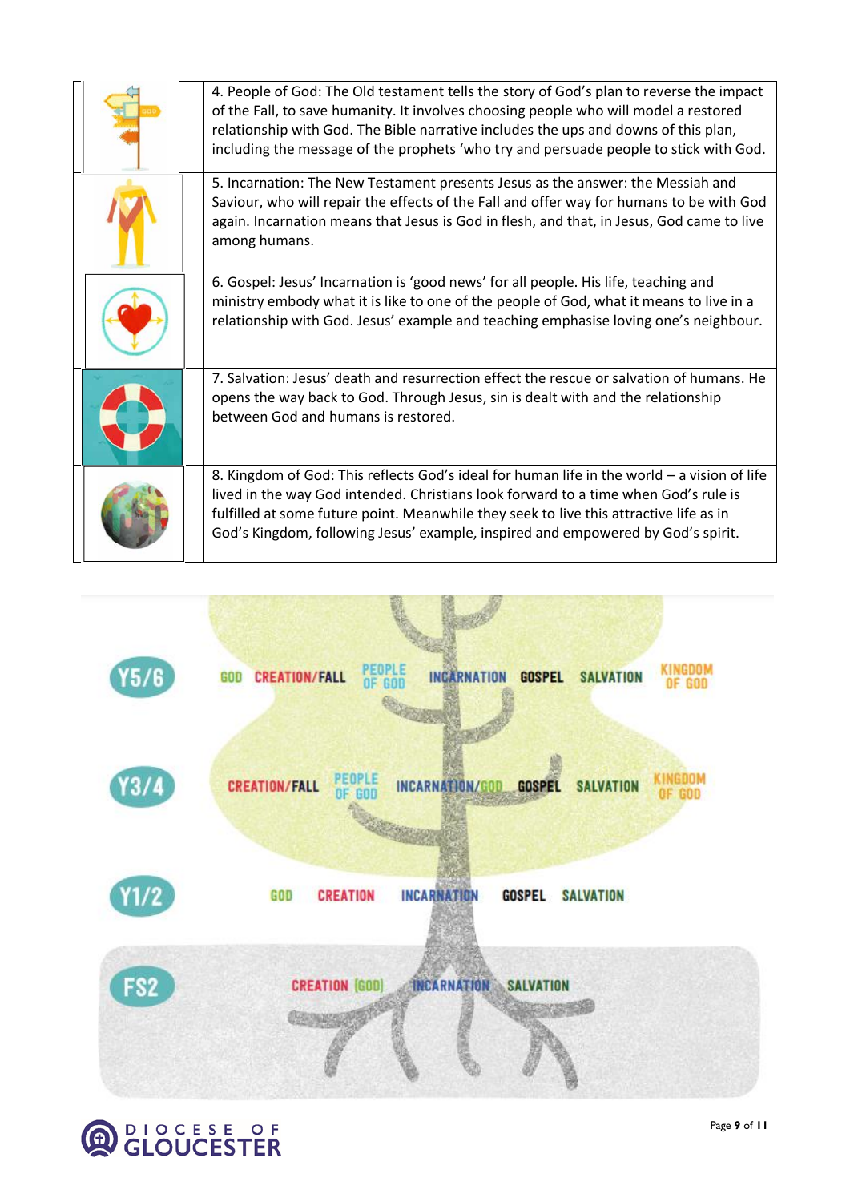| | |
|---|---|
| | 4. People of God: The Old testament tells the story of God's plan to reverse the impact of the Fall, to save humanity. It involves choosing people who will model a restored relationship with God. The Bible narrative includes the ups and downs of this plan, including the message of the prophets 'who try and persuade people to stick with God. |
| | 5. Incarnation: The New Testament presents Jesus as the answer: the Messiah and Saviour, who will repair the effects of the Fall and offer way for humans to be with God again. Incarnation means that Jesus is God in flesh, and that, in Jesus, God came to live among humans. |
| | 6. Gospel: Jesus' Incarnation is 'good news' for all people. His life, teaching and ministry embody what it is like to one of the people of God, what it means to live in a relationship with God. Jesus' example and teaching emphasise loving one's neighbour. |
| | 7. Salvation: Jesus' death and resurrection effect the rescue or salvation of humans. He opens the way back to God. Through Jesus, sin is dealt with and the relationship between God and humans is restored. |
| | 8. Kingdom of God: This reflects God's ideal for human life in the world – a vision of life lived in the way God intended. Christians look forward to a time when God's rule is fulfilled at some future point. Meanwhile they seek to live this attractive life as in God's Kingdom, following Jesus' example, inspired and empowered by God's spirit. |

**Y5/6**: GOD, CREATION/FALL, PEOPLE OF GOD, INCARNATION, GOSPEL, SALVATION, KINGDOM OF GOD

**Y3/4**: CREATION/FALL, PEOPLE OF GOD, INCARNATION/GOD, GOSPEL, SALVATION, KINGDOM OF GOD

**Y1/2**: GOD, CREATION, INCARNATION, GOSPEL, SALVATION

**FS2**: CREATION (GOD), INCARNATION, SALVATION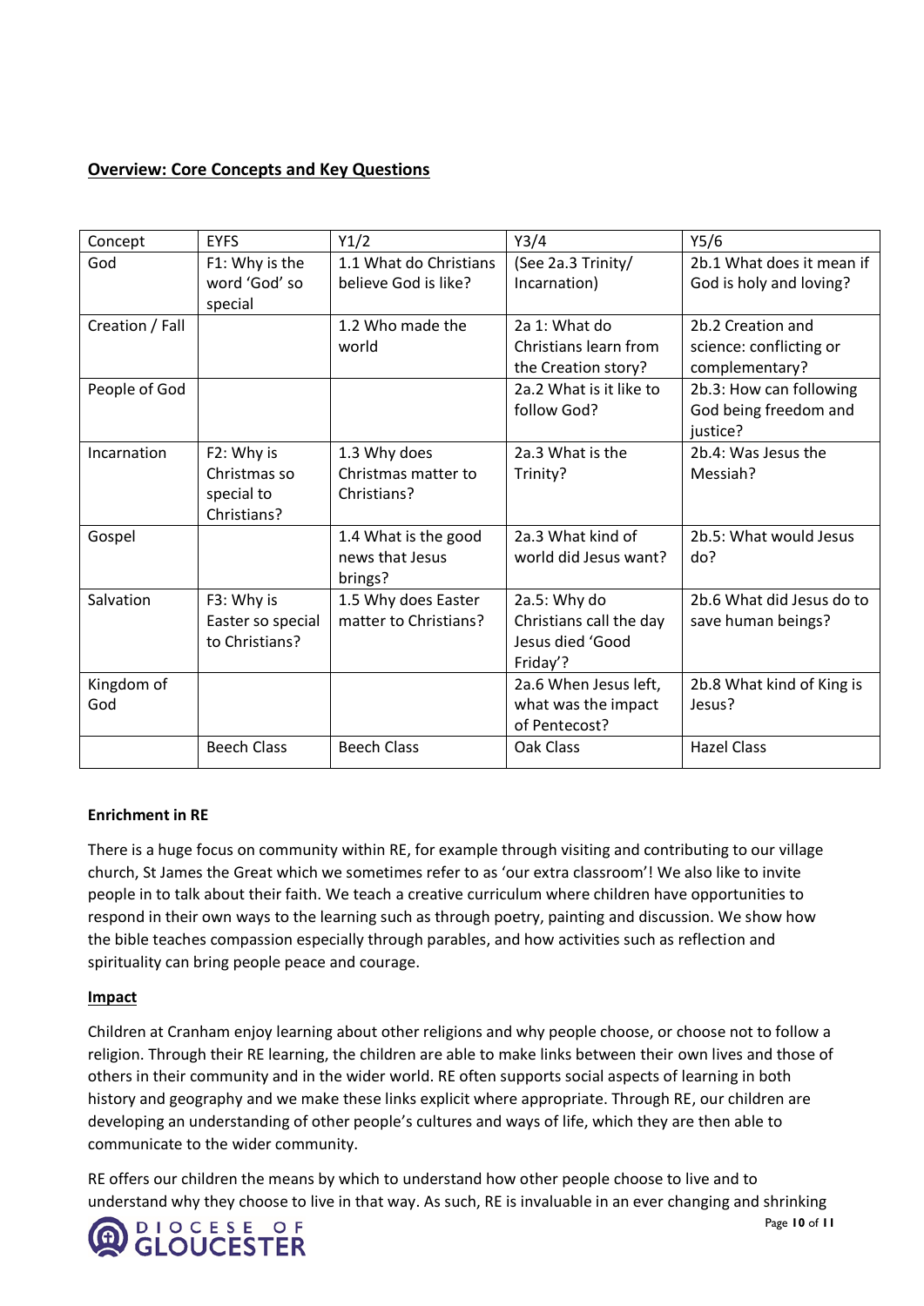**Overview: Core Concepts and Key Questions**

| Concept | EYFS | Y1/2 | Y3/4 | Y5/6 |
|---|---|---|---|---|
| God | F1: Why is the word 'God' so special | 1.1 What do Christians believe God is like? | (See 2a.3 Trinity/ Incarnation) | 2b.1 What does it mean if God is holy and loving? |
| Creation / Fall | | 1.2 Who made the world | 2a 1: What do Christians learn from the Creation story? | 2b.2 Creation and science: conflicting or complementary? |
| People of God | | | 2a.2 What is it like to follow God? | 2b.3: How can following God being freedom and justice? |
| Incarnation | F2: Why is Christmas so special to Christians? | 1.3 Why does Christmas matter to Christians? | 2a.3 What is the Trinity? | 2b.4: Was Jesus the Messiah? |
| Gospel | | 1.4 What is the good news that Jesus brings? | 2a.3 What kind of world did Jesus want? | 2b.5: What would Jesus do? |
| Salvation | F3: Why is Easter so special to Christians? | 1.5 Why does Easter matter to Christians? | 2a.5: Why do Christians call the day Jesus died 'Good Friday'? | 2b.6 What did Jesus do to save human beings? |
| Kingdom of God | | | 2a.6 When Jesus left, what was the impact of Pentecost? | 2b.8 What kind of King is Jesus? |
| | Beech Class | Beech Class | Oak Class | Hazel Class |

**Enrichment in RE**

There is a huge focus on community within RE, for example through visiting and contributing to our village church, St James the Great which we sometimes refer to as 'our extra classroom'! We also like to invite people in to talk about their faith. We teach a creative curriculum where children have opportunities to respond in their own ways to the learning such as through poetry, painting and discussion. We show how the bible teaches compassion especially through parables, and how activities such as reflection and spirituality can bring people peace and courage.

**Impact**

Children at Cranham enjoy learning about other religions and why people choose, or choose not to follow a religion. Through their RE learning, the children are able to make links between their own lives and those of others in their community and in the wider world. RE often supports social aspects of learning in both history and geography and we make these links explicit where appropriate. Through RE, our children are developing an understanding of other people's cultures and ways of life, which they are then able to communicate to the wider community.

RE offers our children the means by which to understand how other people choose to live and to understand why they choose to live in that way. As such, RE is invaluable in an ever changing and shrinking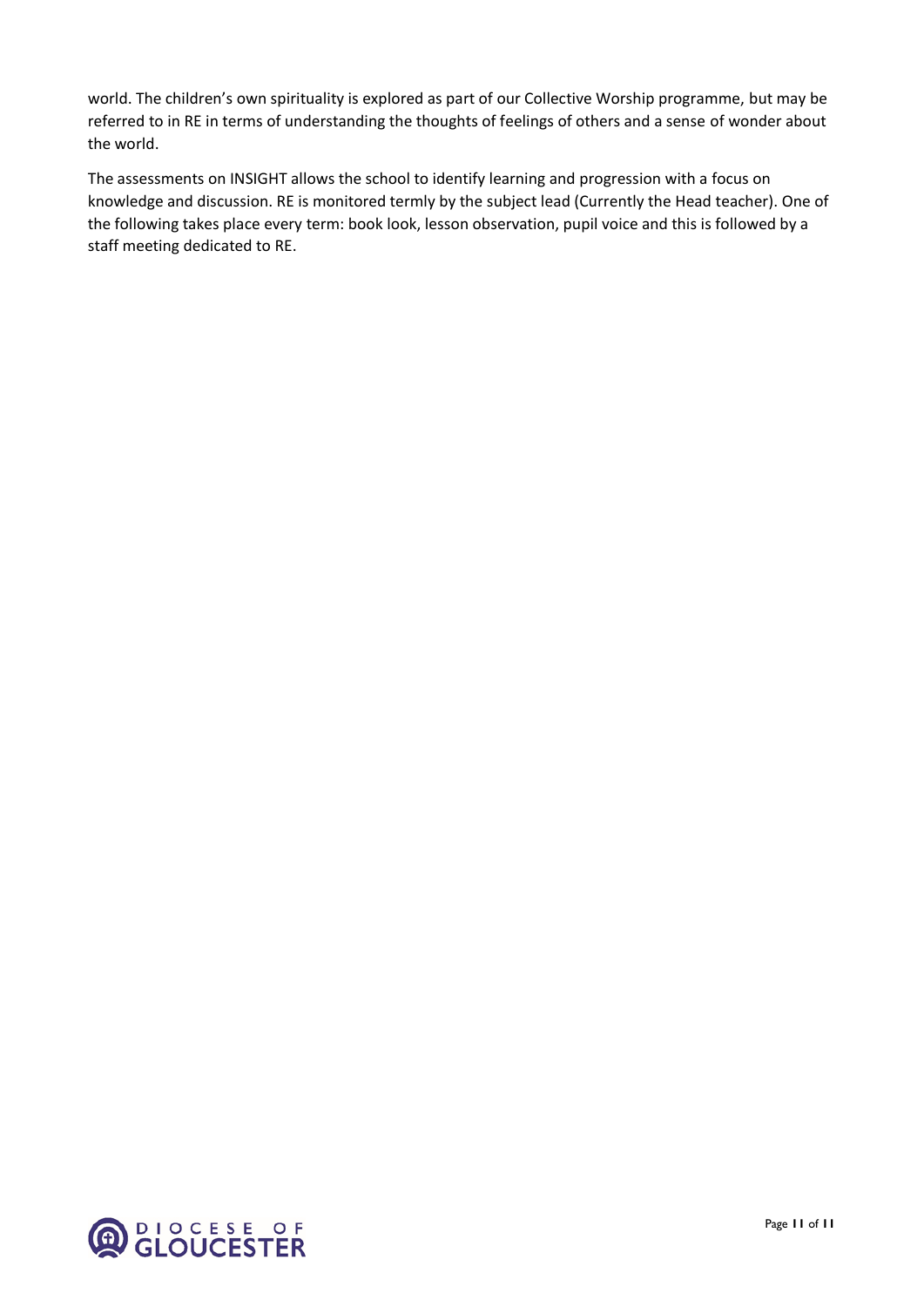world. The children's own spirituality is explored as part of our Collective Worship programme, but may be referred to in RE in terms of understanding the thoughts of feelings of others and a sense of wonder about the world.

The assessments on INSIGHT allows the school to identify learning and progression with a focus on knowledge and discussion. RE is monitored termly by the subject lead (Currently the Head teacher). One of the following takes place every term: book look, lesson observation, pupil voice and this is followed by a staff meeting dedicated to RE.